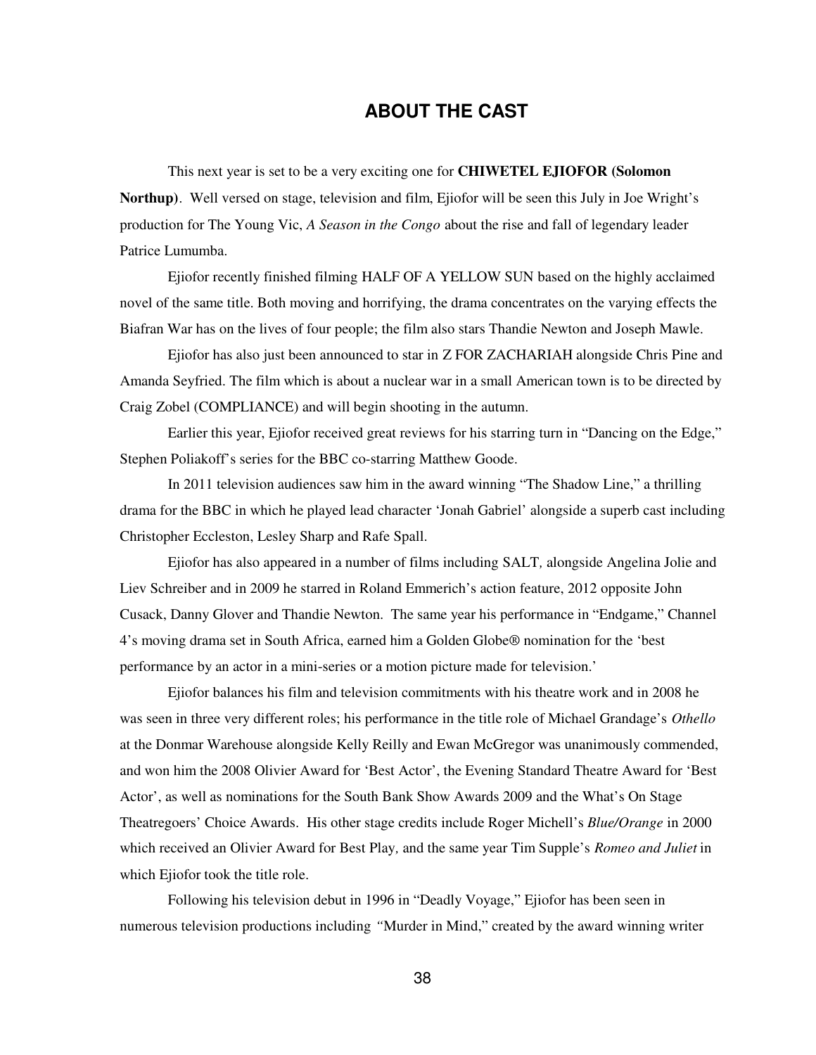# ABOUT THE CAST

This next year is set to be a very exciting one for **CHIWETEL EJIOFOR (Solomon Northup)**. Well versed on stage, television and film, Ejiofor will be seen this July in Joe Wright's production for The Young Vic, *A Season in the Congo* about the rise and fall of legendary leader Patrice Lumumba.

Ejiofor recently finished filming HALF OF A YELLOW SUN based on the highly acclaimed novel of the same title. Both moving and horrifying, the drama concentrates on the varying effects the Biafran War has on the lives of four people; the film also stars Thandie Newton and Joseph Mawle.

Ejiofor has also just been announced to star in Z FOR ZACHARIAH alongside Chris Pine and Amanda Seyfried. The film which is about a nuclear war in a small American town is to be directed by Craig Zobel (COMPLIANCE) and will begin shooting in the autumn.

Earlier this year, Ejiofor received great reviews for his starring turn in "Dancing on the Edge," Stephen Poliakoff's series for the BBC co-starring Matthew Goode.

In 2011 television audiences saw him in the award winning "The Shadow Line," a thrilling drama for the BBC in which he played lead character 'Jonah Gabriel' alongside a superb cast including Christopher Eccleston, Lesley Sharp and Rafe Spall.

Ejiofor has also appeared in a number of films including SALT*,* alongside Angelina Jolie and Liev Schreiber and in 2009 he starred in Roland Emmerich's action feature, 2012 opposite John Cusack, Danny Glover and Thandie Newton. The same year his performance in "Endgame," Channel 4's moving drama set in South Africa, earned him a Golden Globe® nomination for the 'best performance by an actor in a mini-series or a motion picture made for television.'

Ejiofor balances his film and television commitments with his theatre work and in 2008 he was seen in three very different roles; his performance in the title role of Michael Grandage's *Othello* at the Donmar Warehouse alongside Kelly Reilly and Ewan McGregor was unanimously commended, and won him the 2008 Olivier Award for 'Best Actor', the Evening Standard Theatre Award for 'Best Actor', as well as nominations for the South Bank Show Awards 2009 and the What's On Stage Theatregoers' Choice Awards. His other stage credits include Roger Michell's *Blue/Orange* in 2000 which received an Olivier Award for Best Play*,* and the same year Tim Supple's *Romeo and Juliet* in which Ejiofor took the title role.

Following his television debut in 1996 in "Deadly Voyage," Ejiofor has been seen in numerous television productions including "Murder in Mind," created by the award winning writer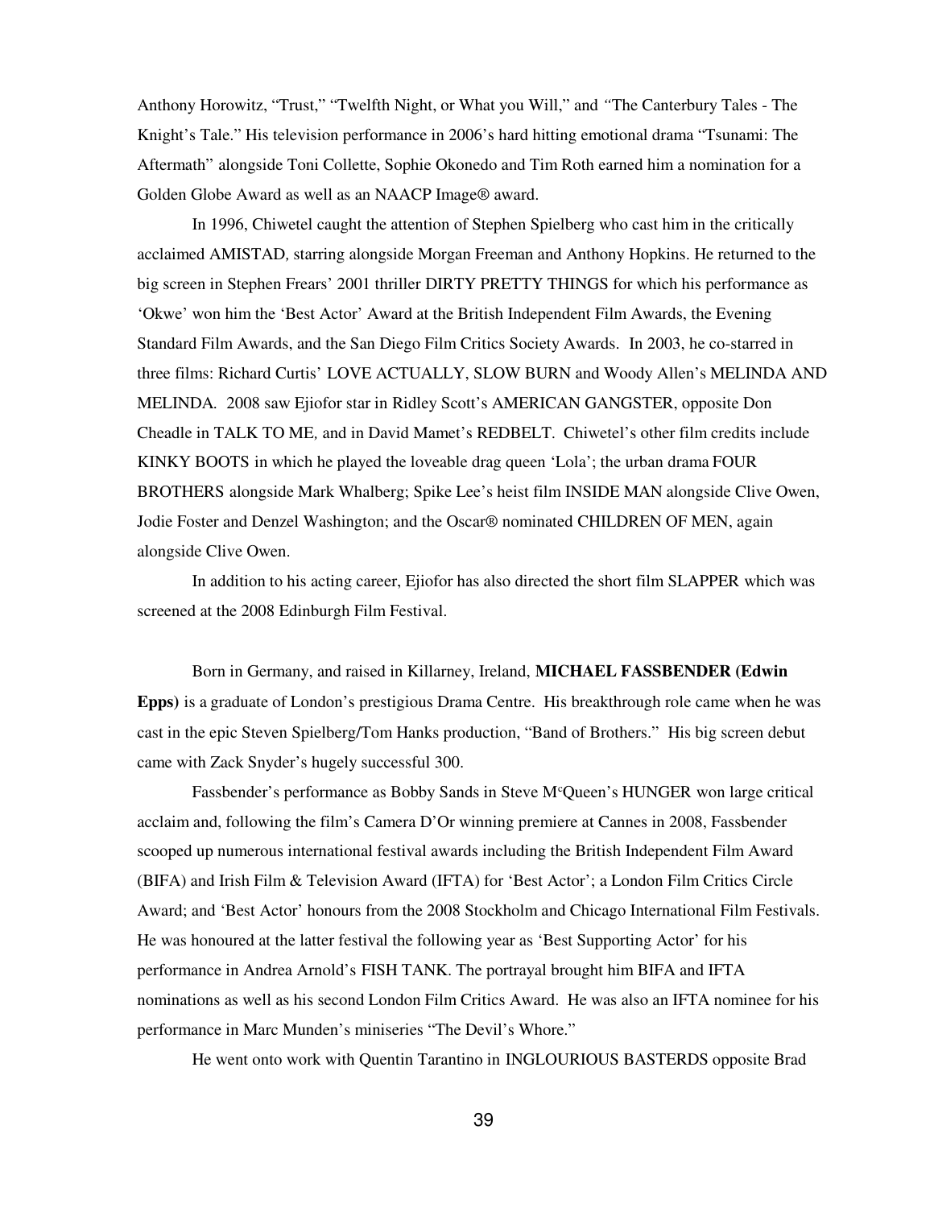Anthony Horowitz, "Trust," "Twelfth Night, or What you Will," and "The Canterbury Tales - The Knight's Tale." His television performance in 2006's hard hitting emotional drama "Tsunami: The Aftermath" alongside Toni Collette, Sophie Okonedo and Tim Roth earned him a nomination for a Golden Globe Award as well as an NAACP Image® award.

In 1996, Chiwetel caught the attention of Stephen Spielberg who cast him in the critically acclaimed AMISTAD*,* starring alongside Morgan Freeman and Anthony Hopkins. He returned to the big screen in Stephen Frears' 2001 thriller DIRTY PRETTY THINGS for which his performance as 'Okwe' won him the 'Best Actor' Award at the British Independent Film Awards, the Evening Standard Film Awards, and the San Diego Film Critics Society Awards. In 2003, he co-starred in three films: Richard Curtis' LOVE ACTUALLY, SLOW BURN and Woody Allen's MELINDA AND MELINDA. 2008 saw Ejiofor star in Ridley Scott's AMERICAN GANGSTER, opposite Don Cheadle in TALK TO ME*,* and in David Mamet's REDBELT. Chiwetel's other film credits include KINKY BOOTS in which he played the loveable drag queen 'Lola'; the urban drama FOUR BROTHERS alongside Mark Whalberg; Spike Lee's heist film INSIDE MAN alongside Clive Owen, Jodie Foster and Denzel Washington; and the Oscar® nominated CHILDREN OF MEN, again alongside Clive Owen.

In addition to his acting career, Ejiofor has also directed the short film SLAPPER which was screened at the 2008 Edinburgh Film Festival.

Born in Germany, and raised in Killarney, Ireland, **MICHAEL FASSBENDER (Edwin Epps)** is a graduate of London's prestigious Drama Centre. His breakthrough role came when he was cast in the epic Steven Spielberg/Tom Hanks production, "Band of Brothers." His big screen debut came with Zack Snyder's hugely successful 300.

Fassbender's performance as Bobby Sands in Steve McQueen's HUNGER won large critical acclaim and, following the film's Camera D'Or winning premiere at Cannes in 2008, Fassbender scooped up numerous international festival awards including the British Independent Film Award (BIFA) and Irish Film & Television Award (IFTA) for 'Best Actor'; a London Film Critics Circle Award; and 'Best Actor' honours from the 2008 Stockholm and Chicago International Film Festivals. He was honoured at the latter festival the following year as 'Best Supporting Actor' for his performance in Andrea Arnold's FISH TANK. The portrayal brought him BIFA and IFTA nominations as well as his second London Film Critics Award. He was also an IFTA nominee for his performance in Marc Munden's miniseries "The Devil's Whore."

He went onto work with Quentin Tarantino in INGLOURIOUS BASTERDS opposite Brad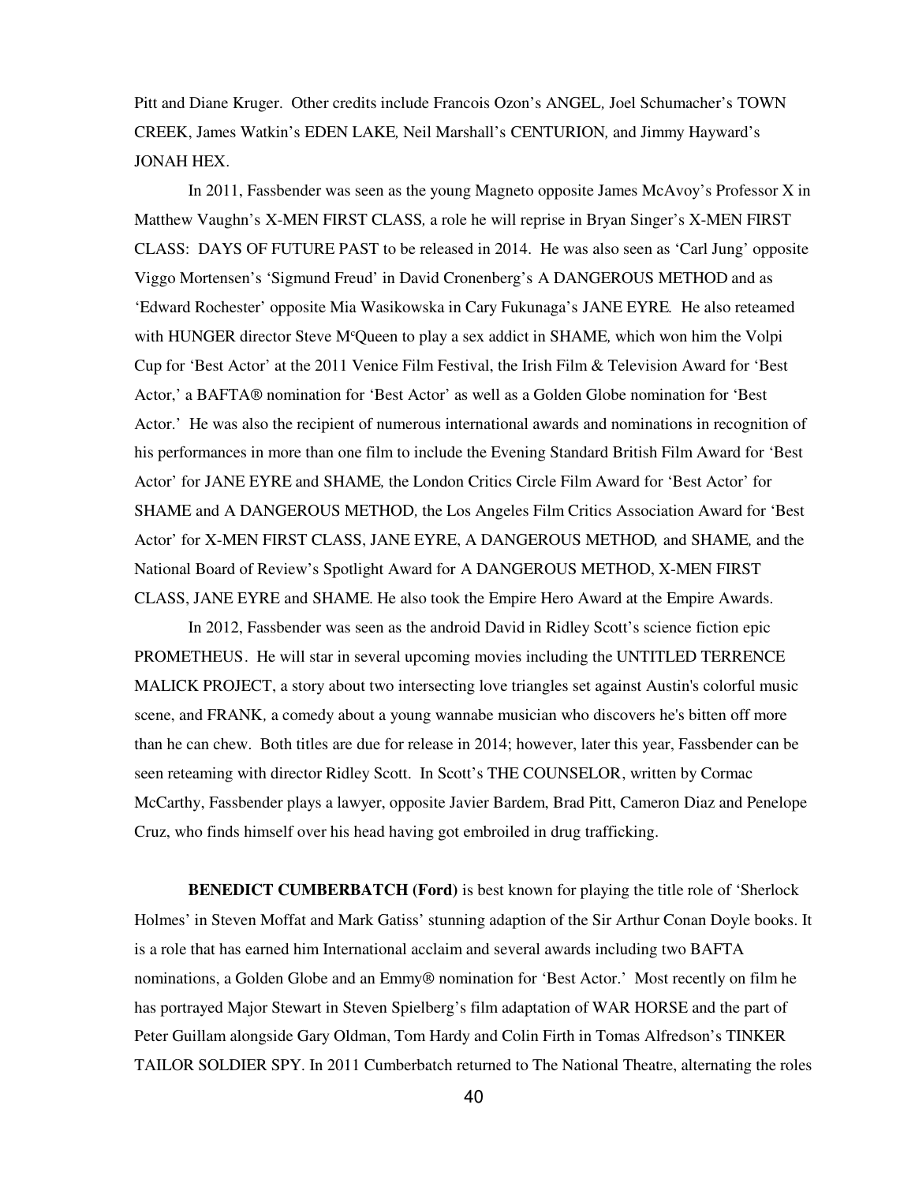Pitt and Diane Kruger. Other credits include Francois Ozon's ANGEL, Joel Schumacher's TOWN CREEK, James Watkin's EDEN LAKE, Neil Marshall's CENTURION, and Jimmy Hayward's JONAH HEX.

In 2011, Fassbender was seen as the young Magneto opposite James McAvoy's Professor X in Matthew Vaughn's X-MEN FIRST CLASS, a role he will reprise in Bryan Singer's X-MEN FIRST CLASS: DAYS OF FUTURE PAST to be released in 2014. He was also seen as 'Carl Jung' opposite Viggo Mortensen's 'Sigmund Freud' in David Cronenberg's A DANGEROUS METHOD and as 'Edward Rochester' opposite Mia Wasikowska in Cary Fukunaga's JANE EYRE. He also reteamed with HUNGER director Steve McQueen to play a sex addict in SHAME, which won him the Volpi Cup for 'Best Actor' at the 2011 Venice Film Festival, the Irish Film & Television Award for 'Best Actor,' a BAFTA® nomination for 'Best Actor' as well as a Golden Globe nomination for 'Best Actor.' He was also the recipient of numerous international awards and nominations in recognition of his performances in more than one film to include the Evening Standard British Film Award for 'Best Actor' for JANE EYRE and SHAME, the London Critics Circle Film Award for 'Best Actor' for SHAME and A DANGEROUS METHOD, the Los Angeles Film Critics Association Award for 'Best Actor' for X-MEN FIRST CLASS, JANE EYRE, A DANGEROUS METHOD, and SHAME, and the National Board of Review's Spotlight Award for A DANGEROUS METHOD, X-MEN FIRST CLASS, JANE EYRE and SHAME. He also took the Empire Hero Award at the Empire Awards.

In 2012, Fassbender was seen as the android David in Ridley Scott's science fiction epic PROMETHEUS. He will star in several upcoming movies including the UNTITLED TERRENCE MALICK PROJECT, a story about two intersecting love triangles set against Austin's colorful music scene, and FRANK, a comedy about a young wannabe musician who discovers he's bitten off more than he can chew. Both titles are due for release in 2014; however, later this year, Fassbender can be seen reteaming with director Ridley Scott. In Scott's THE COUNSELOR, written by Cormac McCarthy, Fassbender plays a lawyer, opposite Javier Bardem, Brad Pitt, Cameron Diaz and Penelope Cruz, who finds himself over his head having got embroiled in drug trafficking.

**BENEDICT CUMBERBATCH (Ford)** is best known for playing the title role of 'Sherlock Holmes' in Steven Moffat and Mark Gatiss' stunning adaption of the Sir Arthur Conan Doyle books. It is a role that has earned him International acclaim and several awards including two BAFTA nominations, a Golden Globe and an Emmy® nomination for 'Best Actor.' Most recently on film he has portrayed Major Stewart in Steven Spielberg's film adaptation of WAR HORSE and the part of Peter Guillam alongside Gary Oldman, Tom Hardy and Colin Firth in Tomas Alfredson's TINKER TAILOR SOLDIER SPY. In 2011 Cumberbatch returned to The National Theatre, alternating the roles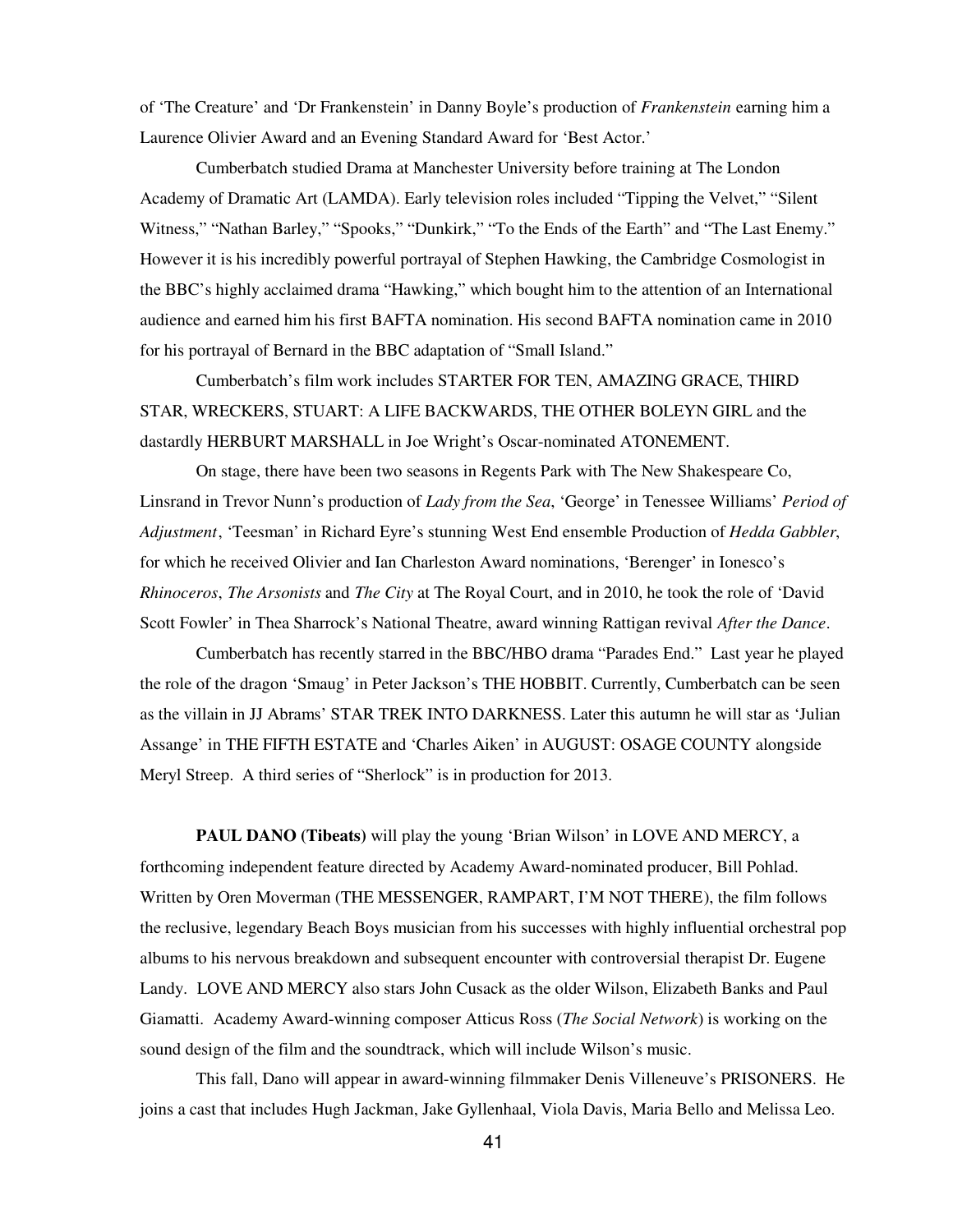of 'The Creature' and 'Dr Frankenstein' in Danny Boyle's production of *Frankenstein* earning him a Laurence Olivier Award and an Evening Standard Award for 'Best Actor.'

Cumberbatch studied Drama at Manchester University before training at The London Academy of Dramatic Art (LAMDA). Early television roles included "Tipping the Velvet," "Silent Witness," "Nathan Barley," "Spooks," "Dunkirk," "To the Ends of the Earth" and "The Last Enemy." However it is his incredibly powerful portrayal of Stephen Hawking, the Cambridge Cosmologist in the BBC's highly acclaimed drama "Hawking," which bought him to the attention of an International audience and earned him his first BAFTA nomination. His second BAFTA nomination came in 2010 for his portrayal of Bernard in the BBC adaptation of "Small Island."

Cumberbatch's film work includes STARTER FOR TEN, AMAZING GRACE, THIRD STAR, WRECKERS, STUART: A LIFE BACKWARDS, THE OTHER BOLEYN GIRL and the dastardly HERBURT MARSHALL in Joe Wright's Oscar-nominated ATONEMENT.

On stage, there have been two seasons in Regents Park with The New Shakespeare Co, Linsrand in Trevor Nunn's production of *Lady from the Sea*, 'George' in Tenessee Williams' *Period of Adjustment*, 'Teesman' in Richard Eyre's stunning West End ensemble Production of *Hedda Gabbler*, for which he received Olivier and Ian Charleston Award nominations, 'Berenger' in Ionesco's *Rhinoceros*, *The Arsonists* and *The City* at The Royal Court, and in 2010, he took the role of 'David Scott Fowler' in Thea Sharrock's National Theatre, award winning Rattigan revival *After the Dance*.

Cumberbatch has recently starred in the BBC/HBO drama "Parades End." Last year he played the role of the dragon 'Smaug' in Peter Jackson's THE HOBBIT. Currently, Cumberbatch can be seen as the villain in JJ Abrams' STAR TREK INTO DARKNESS. Later this autumn he will star as 'Julian Assange' in THE FIFTH ESTATE and 'Charles Aiken' in AUGUST: OSAGE COUNTY alongside Meryl Streep. A third series of "Sherlock" is in production for 2013.

**PAUL DANO (Tibeats)** will play the young 'Brian Wilson' in LOVE AND MERCY, a forthcoming independent feature directed by Academy Award-nominated producer, Bill Pohlad. Written by Oren Moverman (THE MESSENGER, RAMPART, I'M NOT THERE), the film follows the reclusive, legendary Beach Boys musician from his successes with highly influential orchestral pop albums to his nervous breakdown and subsequent encounter with controversial therapist Dr. Eugene Landy. LOVE AND MERCY also stars John Cusack as the older Wilson, Elizabeth Banks and Paul Giamatti. Academy Award-winning composer Atticus Ross (*The Social Network*) is working on the sound design of the film and the soundtrack, which will include Wilson's music.

This fall, Dano will appear in award-winning filmmaker Denis Villeneuve's PRISONERS. He joins a cast that includes Hugh Jackman, Jake Gyllenhaal, Viola Davis, Maria Bello and Melissa Leo.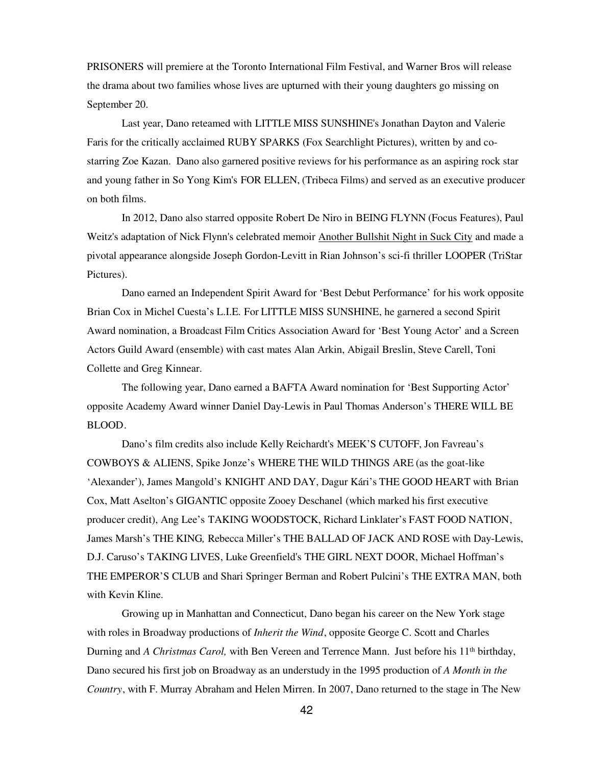PRISONERS will premiere at the Toronto International Film Festival, and Warner Bros will release the drama about two families whose lives are upturned with their young daughters go missing on September 20.

Last year, Dano reteamed with LITTLE MISS SUNSHINE's Jonathan Dayton and Valerie Faris for the critically acclaimed RUBY SPARKS (Fox Searchlight Pictures), written by and co-starring Zoe Kazan. Dano also garnered positive reviews for his performance as an aspiring rock star and young father in So Yong Kim's FOR ELLEN, (Tribeca Films) and served as an executive producer on both films.

In 2012, Dano also starred opposite Robert De Niro in BEING FLYNN (Focus Features), Paul Weitz's adaptation of Nick Flynn's celebrated memoir Another Bullshit Night in Suck City and made a pivotal appearance alongside Joseph Gordon-Levitt in Rian Johnson's sci-fi thriller LOOPER (TriStar Pictures).

Dano earned an Independent Spirit Award for 'Best Debut Performance' for his work opposite Brian Cox in Michel Cuesta's L.I.E. For LITTLE MISS SUNSHINE, he garnered a second Spirit Award nomination, a Broadcast Film Critics Association Award for 'Best Young Actor' and a Screen Actors Guild Award (ensemble) with cast mates Alan Arkin, Abigail Breslin, Steve Carell, Toni Collette and Greg Kinnear.

The following year, Dano earned a BAFTA Award nomination for 'Best Supporting Actor' opposite Academy Award winner Daniel Day-Lewis in Paul Thomas Anderson's THERE WILL BE BLOOD.

Dano's film credits also include Kelly Reichardt's MEEK'S CUTOFF, Jon Favreau's COWBOYS & ALIENS, Spike Jonze's WHERE THE WILD THINGS ARE (as the goat-like 'Alexander'), James Mangold's KNIGHT AND DAY, Dagur Kári's THE GOOD HEART with Brian Cox, Matt Aselton's GIGANTIC opposite Zooey Deschanel (which marked his first executive producer credit), Ang Lee's TAKING WOODSTOCK, Richard Linklater's FAST FOOD NATION, James Marsh's THE KING, Rebecca Miller's THE BALLAD OF JACK AND ROSE with Day-Lewis, D.J. Caruso's TAKING LIVES, Luke Greenfield's THE GIRL NEXT DOOR, Michael Hoffman's THE EMPEROR'S CLUB and Shari Springer Berman and Robert Pulcini's THE EXTRA MAN, both with Kevin Kline.

Growing up in Manhattan and Connecticut, Dano began his career on the New York stage with roles in Broadway productions of *Inherit the Wind*, opposite George C. Scott and Charles Durning and *A Christmas Carol,* with Ben Vereen and Terrence Mann. Just before his 11th birthday, Dano secured his first job on Broadway as an understudy in the 1995 production of *A Month in the Country*, with F. Murray Abraham and Helen Mirren. In 2007, Dano returned to the stage in The New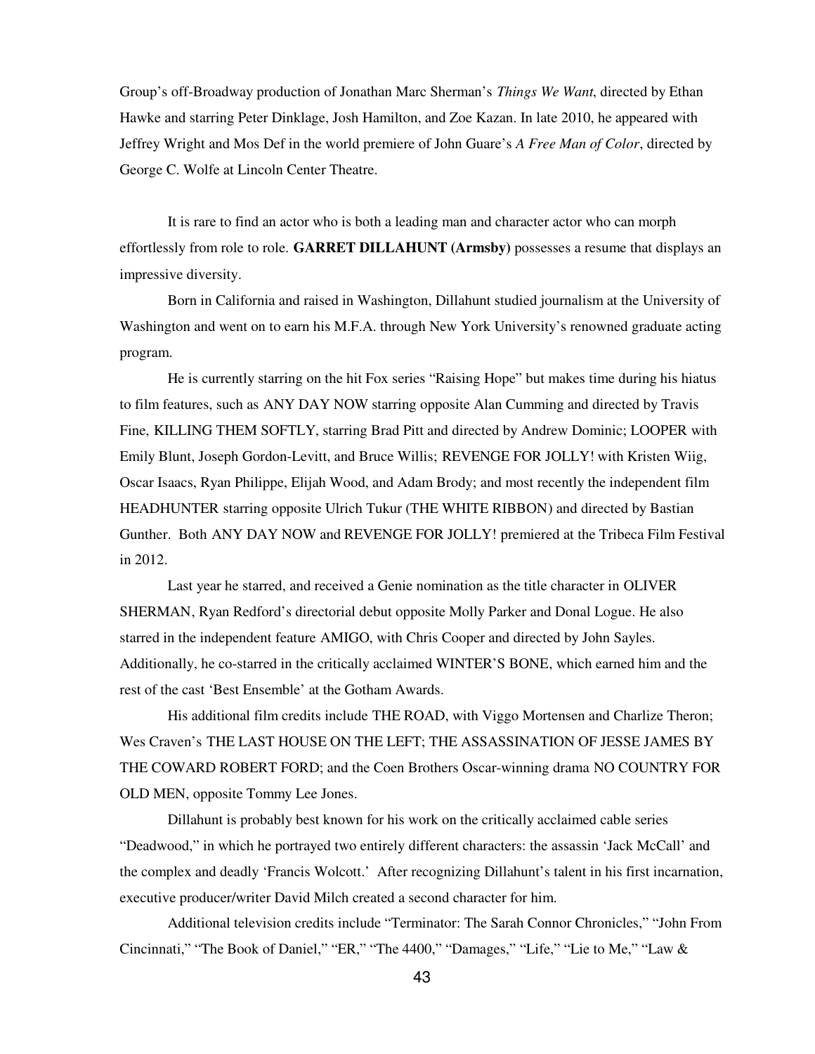Group's off-Broadway production of Jonathan Marc Sherman's *Things We Want*, directed by Ethan Hawke and starring Peter Dinklage, Josh Hamilton, and Zoe Kazan. In late 2010, he appeared with Jeffrey Wright and Mos Def in the world premiere of John Guare's *A Free Man of Color*, directed by George C. Wolfe at Lincoln Center Theatre.

It is rare to find an actor who is both a leading man and character actor who can morph effortlessly from role to role. **GARRET DILLAHUNT (Armsby)** possesses a resume that displays an impressive diversity.

Born in California and raised in Washington, Dillahunt studied journalism at the University of Washington and went on to earn his M.F.A. through New York University's renowned graduate acting program.

He is currently starring on the hit Fox series "Raising Hope" but makes time during his hiatus to film features, such as ANY DAY NOW starring opposite Alan Cumming and directed by Travis Fine, KILLING THEM SOFTLY, starring Brad Pitt and directed by Andrew Dominic; LOOPER with Emily Blunt, Joseph Gordon-Levitt, and Bruce Willis; REVENGE FOR JOLLY! with Kristen Wiig, Oscar Isaacs, Ryan Philippe, Elijah Wood, and Adam Brody; and most recently the independent film HEADHUNTER starring opposite Ulrich Tukur (THE WHITE RIBBON) and directed by Bastian Gunther. Both ANY DAY NOW and REVENGE FOR JOLLY! premiered at the Tribeca Film Festival in 2012.

Last year he starred, and received a Genie nomination as the title character in OLIVER SHERMAN, Ryan Redford's directorial debut opposite Molly Parker and Donal Logue. He also starred in the independent feature AMIGO, with Chris Cooper and directed by John Sayles. Additionally, he co-starred in the critically acclaimed WINTER'S BONE, which earned him and the rest of the cast 'Best Ensemble' at the Gotham Awards.

His additional film credits include THE ROAD, with Viggo Mortensen and Charlize Theron; Wes Craven's THE LAST HOUSE ON THE LEFT; THE ASSASSINATION OF JESSE JAMES BY THE COWARD ROBERT FORD; and the Coen Brothers Oscar-winning drama NO COUNTRY FOR OLD MEN, opposite Tommy Lee Jones.

Dillahunt is probably best known for his work on the critically acclaimed cable series "Deadwood," in which he portrayed two entirely different characters: the assassin 'Jack McCall' and the complex and deadly 'Francis Wolcott.' After recognizing Dillahunt's talent in his first incarnation, executive producer/writer David Milch created a second character for him.

Additional television credits include "Terminator: The Sarah Connor Chronicles," "John From Cincinnati," "The Book of Daniel," "ER," "The 4400," "Damages," "Life," "Lie to Me," "Law &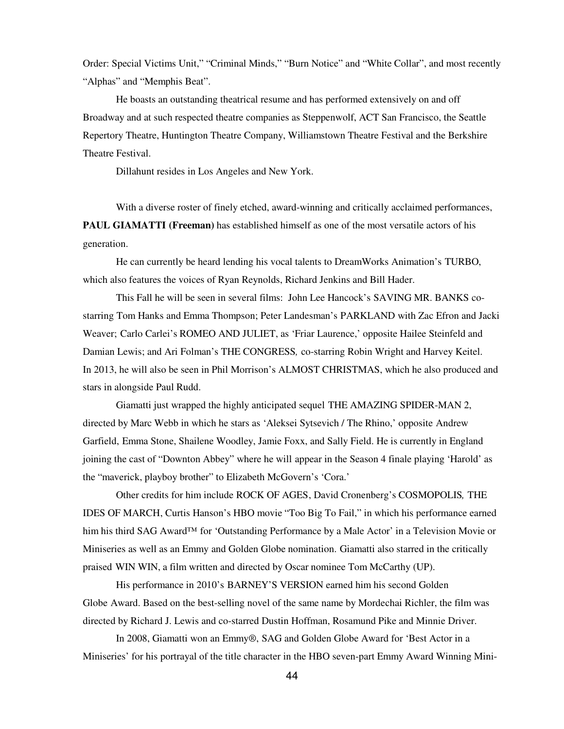Order: Special Victims Unit," "Criminal Minds," "Burn Notice" and "White Collar", and most recently "Alphas" and "Memphis Beat".

He boasts an outstanding theatrical resume and has performed extensively on and off Broadway and at such respected theatre companies as Steppenwolf, ACT San Francisco, the Seattle Repertory Theatre, Huntington Theatre Company, Williamstown Theatre Festival and the Berkshire Theatre Festival.

Dillahunt resides in Los Angeles and New York.

With a diverse roster of finely etched, award-winning and critically acclaimed performances, **PAUL GIAMATTI (Freeman)** has established himself as one of the most versatile actors of his generation.

He can currently be heard lending his vocal talents to DreamWorks Animation's TURBO, which also features the voices of Ryan Reynolds, Richard Jenkins and Bill Hader.

This Fall he will be seen in several films: John Lee Hancock's SAVING MR. BANKS co-starring Tom Hanks and Emma Thompson; Peter Landesman's PARKLAND with Zac Efron and Jacki Weaver; Carlo Carlei's ROMEO AND JULIET, as 'Friar Laurence,' opposite Hailee Steinfeld and Damian Lewis; and Ari Folman's THE CONGRESS*,* co-starring Robin Wright and Harvey Keitel. In 2013, he will also be seen in Phil Morrison's ALMOST CHRISTMAS, which he also produced and stars in alongside Paul Rudd.

Giamatti just wrapped the highly anticipated sequel THE AMAZING SPIDER-MAN 2, directed by Marc Webb in which he stars as 'Aleksei Sytsevich / The Rhino,' opposite Andrew Garfield, Emma Stone, Shailene Woodley, Jamie Foxx, and Sally Field. He is currently in England joining the cast of "Downton Abbey" where he will appear in the Season 4 finale playing 'Harold' as the "maverick, playboy brother" to Elizabeth McGovern's 'Cora.'

Other credits for him include ROCK OF AGES, David Cronenberg's COSMOPOLIS*,* THE IDES OF MARCH, Curtis Hanson's HBO movie "Too Big To Fail," in which his performance earned him his third SAG Award™ for 'Outstanding Performance by a Male Actor' in a Television Movie or Miniseries as well as an Emmy and Golden Globe nomination. Giamatti also starred in the critically praised WIN WIN, a film written and directed by Oscar nominee Tom McCarthy (UP).

His performance in 2010's BARNEY'S VERSION earned him his second Golden Globe Award. Based on the best-selling novel of the same name by Mordechai Richler, the film was directed by Richard J. Lewis and co-starred Dustin Hoffman, Rosamund Pike and Minnie Driver.

In 2008, Giamatti won an Emmy®, SAG and Golden Globe Award for 'Best Actor in a Miniseries' for his portrayal of the title character in the HBO seven-part Emmy Award Winning Mini-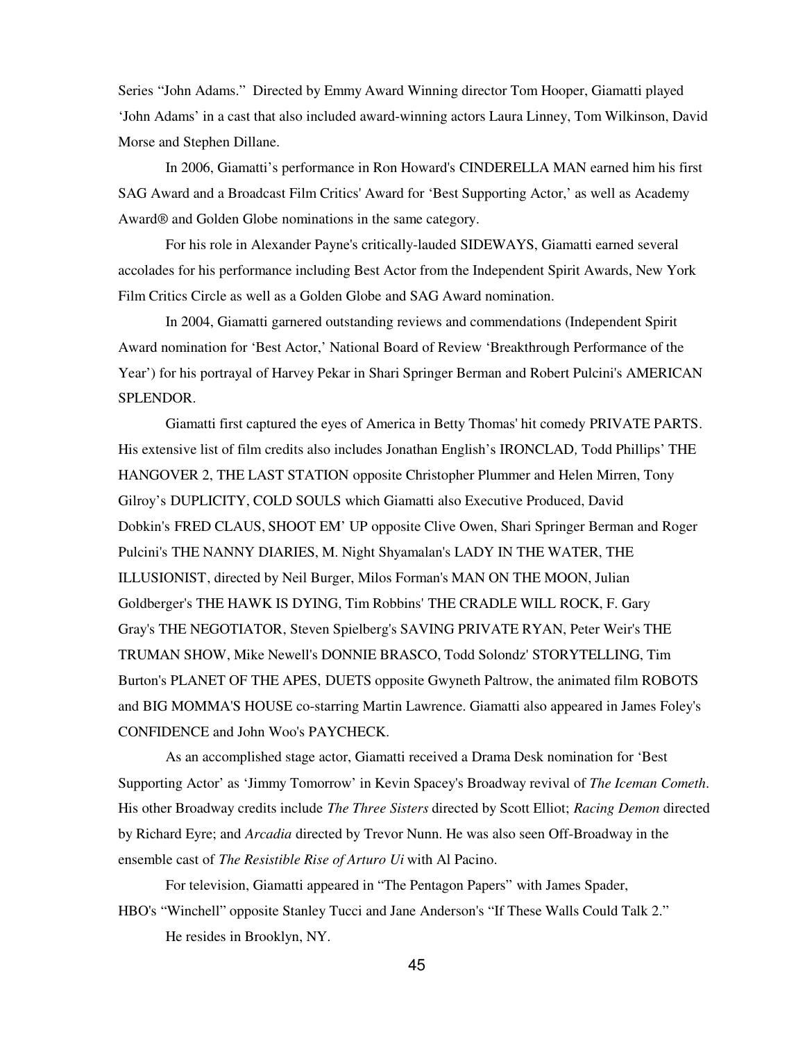Series "John Adams." Directed by Emmy Award Winning director Tom Hooper, Giamatti played 'John Adams' in a cast that also included award-winning actors Laura Linney, Tom Wilkinson, David Morse and Stephen Dillane.

In 2006, Giamatti's performance in Ron Howard's CINDERELLA MAN earned him his first SAG Award and a Broadcast Film Critics' Award for 'Best Supporting Actor,' as well as Academy Award® and Golden Globe nominations in the same category.

For his role in Alexander Payne's critically-lauded SIDEWAYS, Giamatti earned several accolades for his performance including Best Actor from the Independent Spirit Awards, New York Film Critics Circle as well as a Golden Globe and SAG Award nomination.

In 2004, Giamatti garnered outstanding reviews and commendations (Independent Spirit Award nomination for 'Best Actor,' National Board of Review 'Breakthrough Performance of the Year') for his portrayal of Harvey Pekar in Shari Springer Berman and Robert Pulcini's AMERICAN SPLENDOR.

Giamatti first captured the eyes of America in Betty Thomas' hit comedy PRIVATE PARTS. His extensive list of film credits also includes Jonathan English's IRONCLAD*,* Todd Phillips' THE HANGOVER 2, THE LAST STATION opposite Christopher Plummer and Helen Mirren, Tony Gilroy's DUPLICITY, COLD SOULS which Giamatti also Executive Produced, David Dobkin's FRED CLAUS, SHOOT EM' UP opposite Clive Owen, Shari Springer Berman and Roger Pulcini's THE NANNY DIARIES, M. Night Shyamalan's LADY IN THE WATER, THE ILLUSIONIST, directed by Neil Burger, Milos Forman's MAN ON THE MOON, Julian Goldberger's THE HAWK IS DYING, Tim Robbins' THE CRADLE WILL ROCK, F. Gary Gray's THE NEGOTIATOR, Steven Spielberg's SAVING PRIVATE RYAN, Peter Weir's THE TRUMAN SHOW, Mike Newell's DONNIE BRASCO, Todd Solondz' STORYTELLING, Tim Burton's PLANET OF THE APES, DUETS opposite Gwyneth Paltrow, the animated film ROBOTS and BIG MOMMA'S HOUSE co-starring Martin Lawrence. Giamatti also appeared in James Foley's CONFIDENCE and John Woo's PAYCHECK.

As an accomplished stage actor, Giamatti received a Drama Desk nomination for 'Best Supporting Actor' as 'Jimmy Tomorrow' in Kevin Spacey's Broadway revival of *The Iceman Cometh*. His other Broadway credits include *The Three Sisters* directed by Scott Elliot; *Racing Demon* directed by Richard Eyre; and *Arcadia* directed by Trevor Nunn. He was also seen Off-Broadway in the ensemble cast of *The Resistible Rise of Arturo Ui* with Al Pacino.

For television, Giamatti appeared in "The Pentagon Papers" with James Spader, HBO's "Winchell" opposite Stanley Tucci and Jane Anderson's "If These Walls Could Talk 2."

He resides in Brooklyn, NY.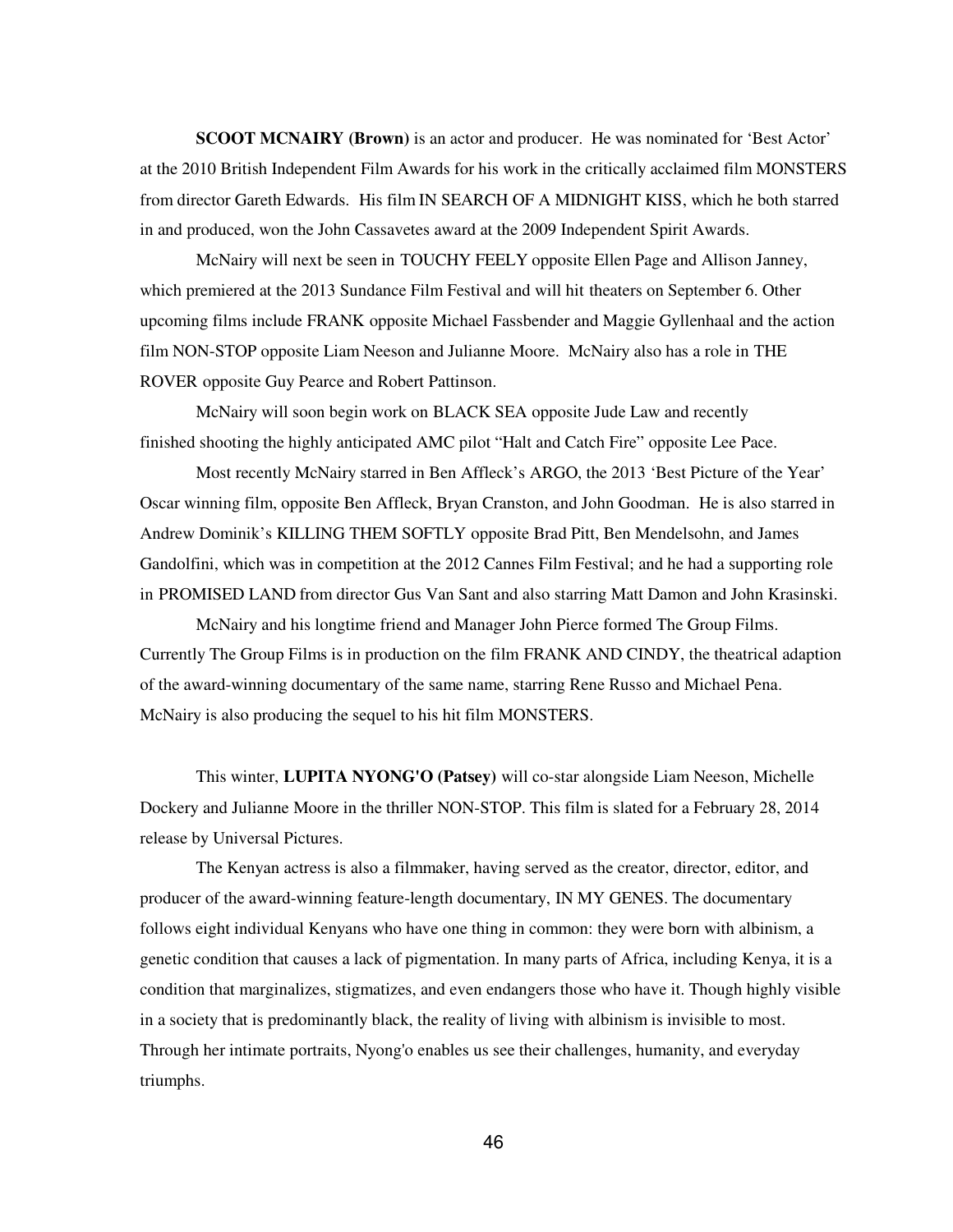**SCOOT MCNAIRY (Brown)** is an actor and producer. He was nominated for 'Best Actor' at the 2010 British Independent Film Awards for his work in the critically acclaimed film MONSTERS from director Gareth Edwards. His film IN SEARCH OF A MIDNIGHT KISS, which he both starred in and produced, won the John Cassavetes award at the 2009 Independent Spirit Awards.

McNairy will next be seen in TOUCHY FEELY opposite Ellen Page and Allison Janney, which premiered at the 2013 Sundance Film Festival and will hit theaters on September 6. Other upcoming films include FRANK opposite Michael Fassbender and Maggie Gyllenhaal and the action film NON-STOP opposite Liam Neeson and Julianne Moore. McNairy also has a role in THE ROVER opposite Guy Pearce and Robert Pattinson.

McNairy will soon begin work on BLACK SEA opposite Jude Law and recently finished shooting the highly anticipated AMC pilot "Halt and Catch Fire" opposite Lee Pace.

Most recently McNairy starred in Ben Affleck's ARGO, the 2013 'Best Picture of the Year' Oscar winning film, opposite Ben Affleck, Bryan Cranston, and John Goodman. He is also starred in Andrew Dominik's KILLING THEM SOFTLY opposite Brad Pitt, Ben Mendelsohn, and James Gandolfini, which was in competition at the 2012 Cannes Film Festival; and he had a supporting role in PROMISED LAND from director Gus Van Sant and also starring Matt Damon and John Krasinski.

McNairy and his longtime friend and Manager John Pierce formed The Group Films. Currently The Group Films is in production on the film FRANK AND CINDY, the theatrical adaption of the award-winning documentary of the same name, starring Rene Russo and Michael Pena. McNairy is also producing the sequel to his hit film MONSTERS.

This winter, **LUPITA NYONG'O (Patsey)** will co-star alongside Liam Neeson, Michelle Dockery and Julianne Moore in the thriller NON-STOP. This film is slated for a February 28, 2014 release by Universal Pictures.

The Kenyan actress is also a filmmaker, having served as the creator, director, editor, and producer of the award-winning feature-length documentary, IN MY GENES. The documentary follows eight individual Kenyans who have one thing in common: they were born with albinism, a genetic condition that causes a lack of pigmentation. In many parts of Africa, including Kenya, it is a condition that marginalizes, stigmatizes, and even endangers those who have it. Though highly visible in a society that is predominantly black, the reality of living with albinism is invisible to most. Through her intimate portraits, Nyong'o enables us see their challenges, humanity, and everyday triumphs.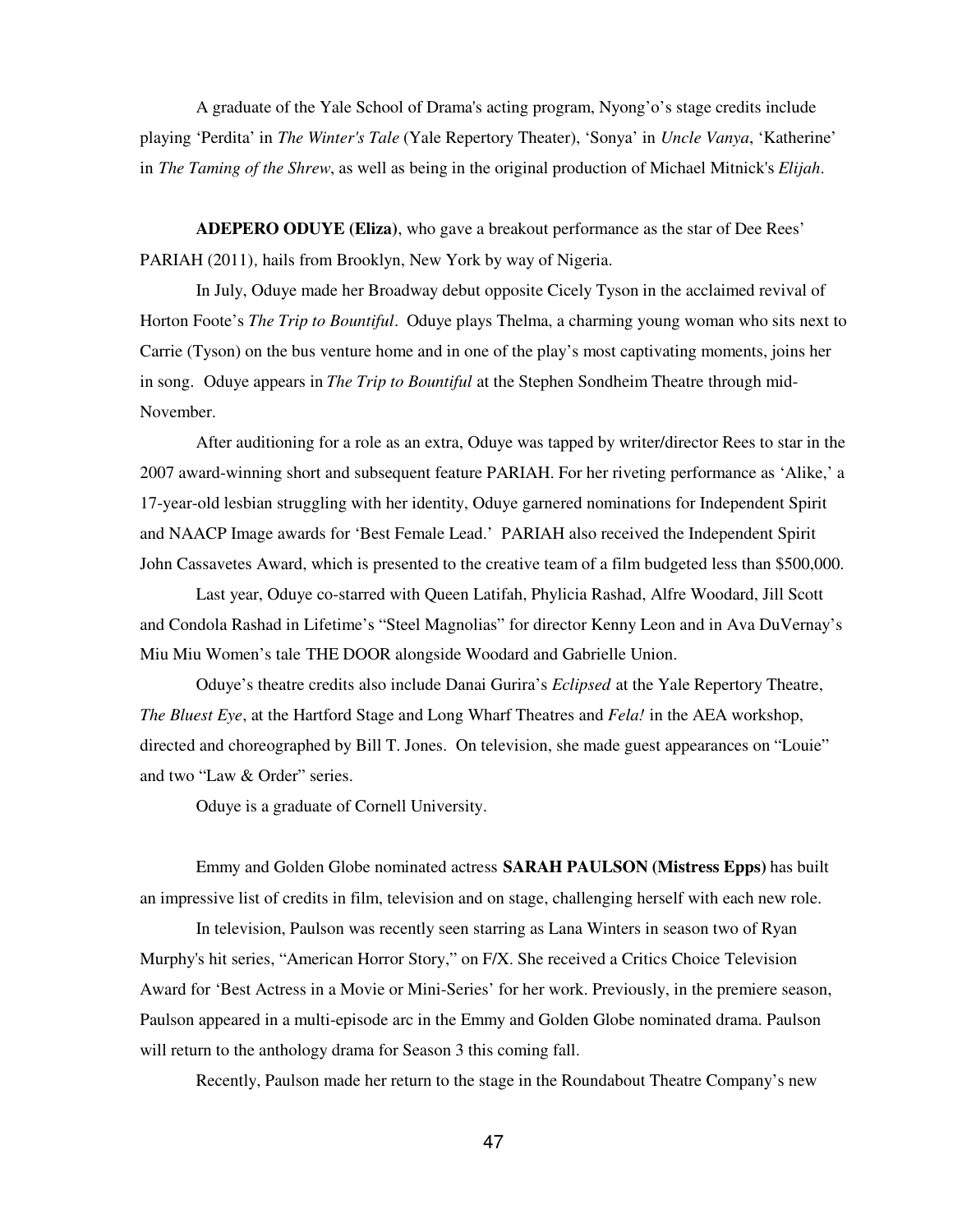A graduate of the Yale School of Drama's acting program, Nyong'o's stage credits include playing 'Perdita' in *The Winter's Tale* (Yale Repertory Theater), 'Sonya' in *Uncle Vanya*, 'Katherine' in *The Taming of the Shrew*, as well as being in the original production of Michael Mitnick's *Elijah*.

**ADEPERO ODUYE (Eliza)**, who gave a breakout performance as the star of Dee Rees' PARIAH (2011), hails from Brooklyn, New York by way of Nigeria.

In July, Oduye made her Broadway debut opposite Cicely Tyson in the acclaimed revival of Horton Foote's *The Trip to Bountiful*. Oduye plays Thelma, a charming young woman who sits next to Carrie (Tyson) on the bus venture home and in one of the play's most captivating moments, joins her in song. Oduye appears in *The Trip to Bountiful* at the Stephen Sondheim Theatre through mid-November.

After auditioning for a role as an extra, Oduye was tapped by writer/director Rees to star in the 2007 award-winning short and subsequent feature PARIAH. For her riveting performance as 'Alike,' a 17-year-old lesbian struggling with her identity, Oduye garnered nominations for Independent Spirit and NAACP Image awards for 'Best Female Lead.' PARIAH also received the Independent Spirit John Cassavetes Award, which is presented to the creative team of a film budgeted less than $500,000.

Last year, Oduye co-starred with Queen Latifah, Phylicia Rashad, Alfre Woodard, Jill Scott and Condola Rashad in Lifetime's "Steel Magnolias" for director Kenny Leon and in Ava DuVernay's Miu Miu Women's tale THE DOOR alongside Woodard and Gabrielle Union.

Oduye's theatre credits also include Danai Gurira's *Eclipsed* at the Yale Repertory Theatre, *The Bluest Eye*, at the Hartford Stage and Long Wharf Theatres and *Fela!* in the AEA workshop, directed and choreographed by Bill T. Jones. On television, she made guest appearances on "Louie" and two "Law & Order" series.

Oduye is a graduate of Cornell University.

Emmy and Golden Globe nominated actress **SARAH PAULSON (Mistress Epps)** has built an impressive list of credits in film, television and on stage, challenging herself with each new role.

In television, Paulson was recently seen starring as Lana Winters in season two of Ryan Murphy's hit series, "American Horror Story," on F/X. She received a Critics Choice Television Award for 'Best Actress in a Movie or Mini-Series' for her work. Previously, in the premiere season, Paulson appeared in a multi-episode arc in the Emmy and Golden Globe nominated drama. Paulson will return to the anthology drama for Season 3 this coming fall.

Recently, Paulson made her return to the stage in the Roundabout Theatre Company's new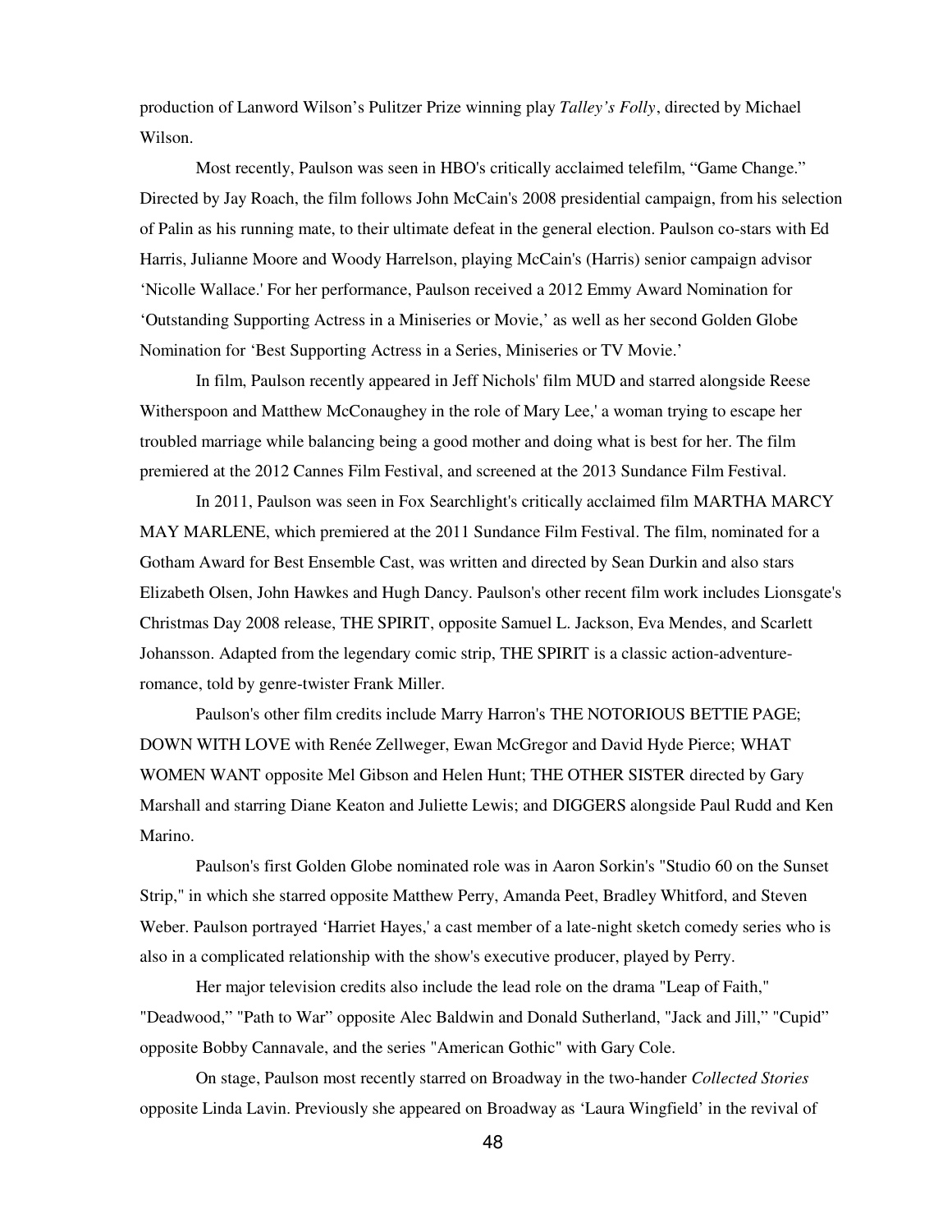production of Lanword Wilson's Pulitzer Prize winning play *Talley's Folly*, directed by Michael Wilson.

Most recently, Paulson was seen in HBO's critically acclaimed telefilm, "Game Change." Directed by Jay Roach, the film follows John McCain's 2008 presidential campaign, from his selection of Palin as his running mate, to their ultimate defeat in the general election. Paulson co-stars with Ed Harris, Julianne Moore and Woody Harrelson, playing McCain's (Harris) senior campaign advisor 'Nicolle Wallace.' For her performance, Paulson received a 2012 Emmy Award Nomination for 'Outstanding Supporting Actress in a Miniseries or Movie,' as well as her second Golden Globe Nomination for 'Best Supporting Actress in a Series, Miniseries or TV Movie.'

In film, Paulson recently appeared in Jeff Nichols' film MUD and starred alongside Reese Witherspoon and Matthew McConaughey in the role of Mary Lee,' a woman trying to escape her troubled marriage while balancing being a good mother and doing what is best for her. The film premiered at the 2012 Cannes Film Festival, and screened at the 2013 Sundance Film Festival.

In 2011, Paulson was seen in Fox Searchlight's critically acclaimed film MARTHA MARCY MAY MARLENE, which premiered at the 2011 Sundance Film Festival. The film, nominated for a Gotham Award for Best Ensemble Cast, was written and directed by Sean Durkin and also stars Elizabeth Olsen, John Hawkes and Hugh Dancy. Paulson's other recent film work includes Lionsgate's Christmas Day 2008 release, THE SPIRIT, opposite Samuel L. Jackson, Eva Mendes, and Scarlett Johansson. Adapted from the legendary comic strip, THE SPIRIT is a classic action-adventure-romance, told by genre-twister Frank Miller.

Paulson's other film credits include Marry Harron's THE NOTORIOUS BETTIE PAGE; DOWN WITH LOVE with Renée Zellweger, Ewan McGregor and David Hyde Pierce; WHAT WOMEN WANT opposite Mel Gibson and Helen Hunt; THE OTHER SISTER directed by Gary Marshall and starring Diane Keaton and Juliette Lewis; and DIGGERS alongside Paul Rudd and Ken Marino.

Paulson's first Golden Globe nominated role was in Aaron Sorkin's "Studio 60 on the Sunset Strip," in which she starred opposite Matthew Perry, Amanda Peet, Bradley Whitford, and Steven Weber. Paulson portrayed 'Harriet Hayes,' a cast member of a late-night sketch comedy series who is also in a complicated relationship with the show's executive producer, played by Perry.

Her major television credits also include the lead role on the drama "Leap of Faith," "Deadwood," "Path to War" opposite Alec Baldwin and Donald Sutherland, "Jack and Jill," "Cupid" opposite Bobby Cannavale, and the series "American Gothic" with Gary Cole.

On stage, Paulson most recently starred on Broadway in the two-hander *Collected Stories* opposite Linda Lavin. Previously she appeared on Broadway as 'Laura Wingfield' in the revival of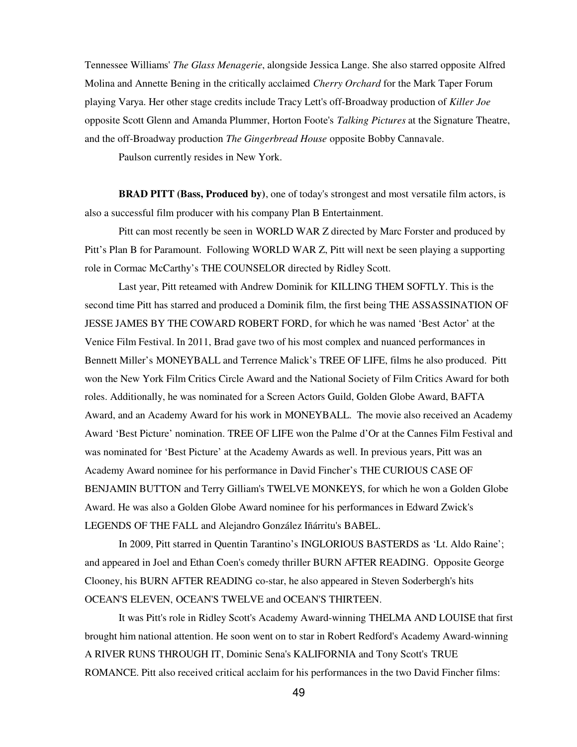Tennessee Williams' *The Glass Menagerie*, alongside Jessica Lange. She also starred opposite Alfred Molina and Annette Bening in the critically acclaimed *Cherry Orchard* for the Mark Taper Forum playing Varya. Her other stage credits include Tracy Lett's off-Broadway production of *Killer Joe* opposite Scott Glenn and Amanda Plummer, Horton Foote's *Talking Pictures* at the Signature Theatre, and the off-Broadway production *The Gingerbread House* opposite Bobby Cannavale.

Paulson currently resides in New York.

**BRAD PITT (Bass, Produced by)**, one of today's strongest and most versatile film actors, is also a successful film producer with his company Plan B Entertainment.

Pitt can most recently be seen in WORLD WAR Z directed by Marc Forster and produced by Pitt's Plan B for Paramount. Following WORLD WAR Z, Pitt will next be seen playing a supporting role in Cormac McCarthy's THE COUNSELOR directed by Ridley Scott.

Last year, Pitt reteamed with Andrew Dominik for KILLING THEM SOFTLY. This is the second time Pitt has starred and produced a Dominik film, the first being THE ASSASSINATION OF JESSE JAMES BY THE COWARD ROBERT FORD, for which he was named 'Best Actor' at the Venice Film Festival. In 2011, Brad gave two of his most complex and nuanced performances in Bennett Miller's MONEYBALL and Terrence Malick's TREE OF LIFE, films he also produced. Pitt won the New York Film Critics Circle Award and the National Society of Film Critics Award for both roles. Additionally, he was nominated for a Screen Actors Guild, Golden Globe Award, BAFTA Award, and an Academy Award for his work in MONEYBALL. The movie also received an Academy Award 'Best Picture' nomination. TREE OF LIFE won the Palme d'Or at the Cannes Film Festival and was nominated for 'Best Picture' at the Academy Awards as well. In previous years, Pitt was an Academy Award nominee for his performance in David Fincher's THE CURIOUS CASE OF BENJAMIN BUTTON and Terry Gilliam's TWELVE MONKEYS, for which he won a Golden Globe Award. He was also a Golden Globe Award nominee for his performances in Edward Zwick's LEGENDS OF THE FALL and Alejandro González Iñárritu's BABEL.

In 2009, Pitt starred in Quentin Tarantino's INGLORIOUS BASTERDS as 'Lt. Aldo Raine'; and appeared in Joel and Ethan Coen's comedy thriller BURN AFTER READING. Opposite George Clooney, his BURN AFTER READING co-star, he also appeared in Steven Soderbergh's hits OCEAN'S ELEVEN, OCEAN'S TWELVE and OCEAN'S THIRTEEN.

It was Pitt's role in Ridley Scott's Academy Award-winning THELMA AND LOUISE that first brought him national attention. He soon went on to star in Robert Redford's Academy Award-winning A RIVER RUNS THROUGH IT, Dominic Sena's KALIFORNIA and Tony Scott's TRUE ROMANCE. Pitt also received critical acclaim for his performances in the two David Fincher films: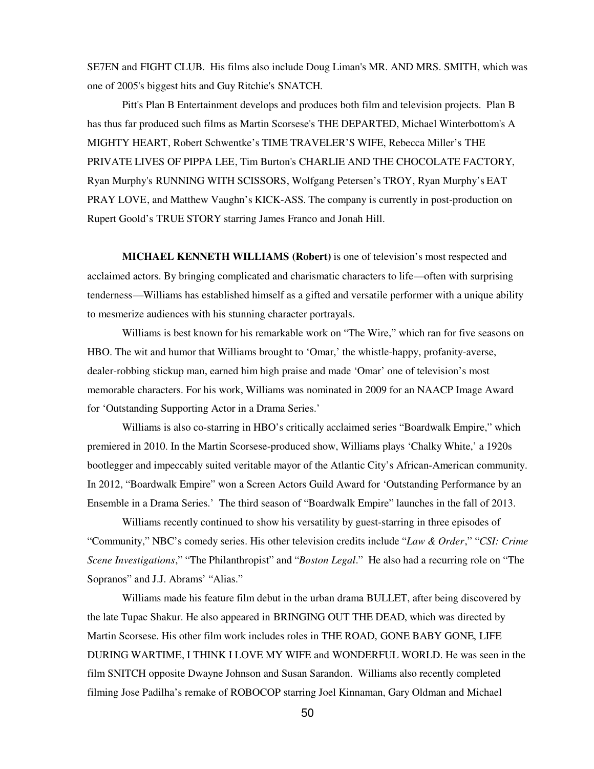SE7EN and FIGHT CLUB. His films also include Doug Liman's MR. AND MRS. SMITH, which was one of 2005's biggest hits and Guy Ritchie's SNATCH.

Pitt's Plan B Entertainment develops and produces both film and television projects. Plan B has thus far produced such films as Martin Scorsese's THE DEPARTED, Michael Winterbottom's A MIGHTY HEART, Robert Schwentke's TIME TRAVELER'S WIFE, Rebecca Miller's THE PRIVATE LIVES OF PIPPA LEE, Tim Burton's CHARLIE AND THE CHOCOLATE FACTORY, Ryan Murphy's RUNNING WITH SCISSORS, Wolfgang Petersen's TROY, Ryan Murphy's EAT PRAY LOVE, and Matthew Vaughn's KICK-ASS. The company is currently in post-production on Rupert Goold's TRUE STORY starring James Franco and Jonah Hill.

**MICHAEL KENNETH WILLIAMS (Robert)** is one of television's most respected and acclaimed actors. By bringing complicated and charismatic characters to life—often with surprising tenderness—Williams has established himself as a gifted and versatile performer with a unique ability to mesmerize audiences with his stunning character portrayals.

Williams is best known for his remarkable work on "The Wire," which ran for five seasons on HBO. The wit and humor that Williams brought to 'Omar,' the whistle-happy, profanity-averse, dealer-robbing stickup man, earned him high praise and made 'Omar' one of television's most memorable characters. For his work, Williams was nominated in 2009 for an NAACP Image Award for 'Outstanding Supporting Actor in a Drama Series.'

Williams is also co-starring in HBO's critically acclaimed series "Boardwalk Empire," which premiered in 2010. In the Martin Scorsese-produced show, Williams plays 'Chalky White,' a 1920s bootlegger and impeccably suited veritable mayor of the Atlantic City's African-American community. In 2012, "Boardwalk Empire" won a Screen Actors Guild Award for 'Outstanding Performance by an Ensemble in a Drama Series.' The third season of "Boardwalk Empire" launches in the fall of 2013.

Williams recently continued to show his versatility by guest-starring in three episodes of "Community," NBC's comedy series. His other television credits include "*Law & Order*," "*CSI: Crime Scene Investigations*," "The Philanthropist" and "*Boston Legal*." He also had a recurring role on "The Sopranos" and J.J. Abrams' "Alias."

Williams made his feature film debut in the urban drama BULLET, after being discovered by the late Tupac Shakur. He also appeared in BRINGING OUT THE DEAD, which was directed by Martin Scorsese. His other film work includes roles in THE ROAD, GONE BABY GONE, LIFE DURING WARTIME, I THINK I LOVE MY WIFE and WONDERFUL WORLD. He was seen in the film SNITCH opposite Dwayne Johnson and Susan Sarandon. Williams also recently completed filming Jose Padilha's remake of ROBOCOP starring Joel Kinnaman, Gary Oldman and Michael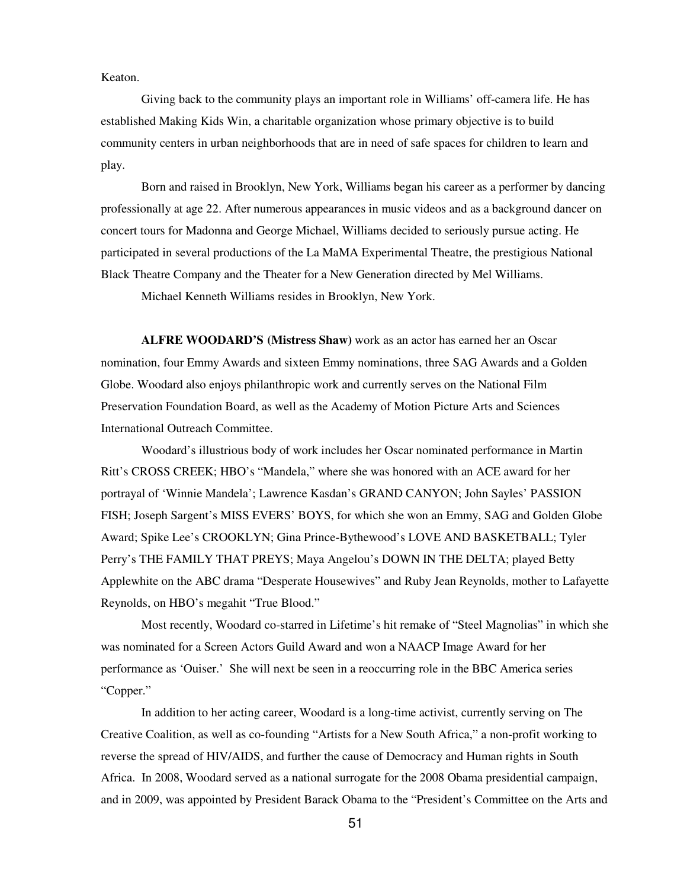Keaton.

Giving back to the community plays an important role in Williams' off-camera life. He has established Making Kids Win, a charitable organization whose primary objective is to build community centers in urban neighborhoods that are in need of safe spaces for children to learn and play.

Born and raised in Brooklyn, New York, Williams began his career as a performer by dancing professionally at age 22. After numerous appearances in music videos and as a background dancer on concert tours for Madonna and George Michael, Williams decided to seriously pursue acting. He participated in several productions of the La MaMA Experimental Theatre, the prestigious National Black Theatre Company and the Theater for a New Generation directed by Mel Williams.

Michael Kenneth Williams resides in Brooklyn, New York.

**ALFRE WOODARD'S (Mistress Shaw)** work as an actor has earned her an Oscar nomination, four Emmy Awards and sixteen Emmy nominations, three SAG Awards and a Golden Globe. Woodard also enjoys philanthropic work and currently serves on the National Film Preservation Foundation Board, as well as the Academy of Motion Picture Arts and Sciences International Outreach Committee.

Woodard's illustrious body of work includes her Oscar nominated performance in Martin Ritt's CROSS CREEK; HBO's "Mandela," where she was honored with an ACE award for her portrayal of 'Winnie Mandela'; Lawrence Kasdan's GRAND CANYON; John Sayles' PASSION FISH; Joseph Sargent's MISS EVERS' BOYS, for which she won an Emmy, SAG and Golden Globe Award; Spike Lee's CROOKLYN; Gina Prince-Bythewood's LOVE AND BASKETBALL; Tyler Perry's THE FAMILY THAT PREYS; Maya Angelou's DOWN IN THE DELTA; played Betty Applewhite on the ABC drama "Desperate Housewives" and Ruby Jean Reynolds, mother to Lafayette Reynolds, on HBO's megahit "True Blood."

Most recently, Woodard co-starred in Lifetime's hit remake of "Steel Magnolias" in which she was nominated for a Screen Actors Guild Award and won a NAACP Image Award for her performance as 'Ouiser.' She will next be seen in a reoccurring role in the BBC America series "Copper."

In addition to her acting career, Woodard is a long-time activist, currently serving on The Creative Coalition, as well as co-founding "Artists for a New South Africa," a non-profit working to reverse the spread of HIV/AIDS, and further the cause of Democracy and Human rights in South Africa. In 2008, Woodard served as a national surrogate for the 2008 Obama presidential campaign, and in 2009, was appointed by President Barack Obama to the "President's Committee on the Arts and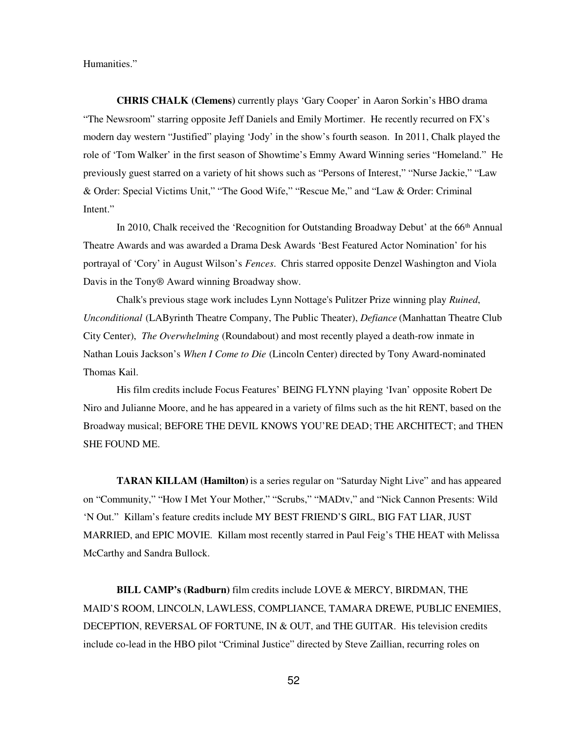Humanities."

**CHRIS CHALK (Clemens)** currently plays 'Gary Cooper' in Aaron Sorkin's HBO drama "The Newsroom" starring opposite Jeff Daniels and Emily Mortimer. He recently recurred on FX's modern day western "Justified" playing 'Jody' in the show's fourth season. In 2011, Chalk played the role of 'Tom Walker' in the first season of Showtime's Emmy Award Winning series "Homeland." He previously guest starred on a variety of hit shows such as "Persons of Interest," "Nurse Jackie," "Law & Order: Special Victims Unit," "The Good Wife," "Rescue Me," and "Law & Order: Criminal Intent."

In 2010, Chalk received the 'Recognition for Outstanding Broadway Debut' at the 66th Annual Theatre Awards and was awarded a Drama Desk Awards 'Best Featured Actor Nomination' for his portrayal of 'Cory' in August Wilson's *Fences*. Chris starred opposite Denzel Washington and Viola Davis in the Tony® Award winning Broadway show.

Chalk's previous stage work includes Lynn Nottage's Pulitzer Prize winning play *Ruined*, *Unconditional* (LAByrinth Theatre Company, The Public Theater), *Defiance* (Manhattan Theatre Club City Center), *The Overwhelming* (Roundabout) and most recently played a death-row inmate in Nathan Louis Jackson's *When I Come to Die* (Lincoln Center) directed by Tony Award-nominated Thomas Kail.

His film credits include Focus Features' BEING FLYNN playing 'Ivan' opposite Robert De Niro and Julianne Moore, and he has appeared in a variety of films such as the hit RENT, based on the Broadway musical; BEFORE THE DEVIL KNOWS YOU'RE DEAD; THE ARCHITECT; and THEN SHE FOUND ME.

**TARAN KILLAM (Hamilton)** is a series regular on "Saturday Night Live" and has appeared on "Community," "How I Met Your Mother," "Scrubs," "MADtv," and "Nick Cannon Presents: Wild 'N Out." Killam's feature credits include MY BEST FRIEND'S GIRL, BIG FAT LIAR, JUST MARRIED, and EPIC MOVIE. Killam most recently starred in Paul Feig's THE HEAT with Melissa McCarthy and Sandra Bullock.

**BILL CAMP's (Radburn)** film credits include LOVE & MERCY, BIRDMAN, THE MAID'S ROOM, LINCOLN, LAWLESS, COMPLIANCE, TAMARA DREWE, PUBLIC ENEMIES, DECEPTION, REVERSAL OF FORTUNE, IN & OUT, and THE GUITAR. His television credits include co-lead in the HBO pilot "Criminal Justice" directed by Steve Zaillian, recurring roles on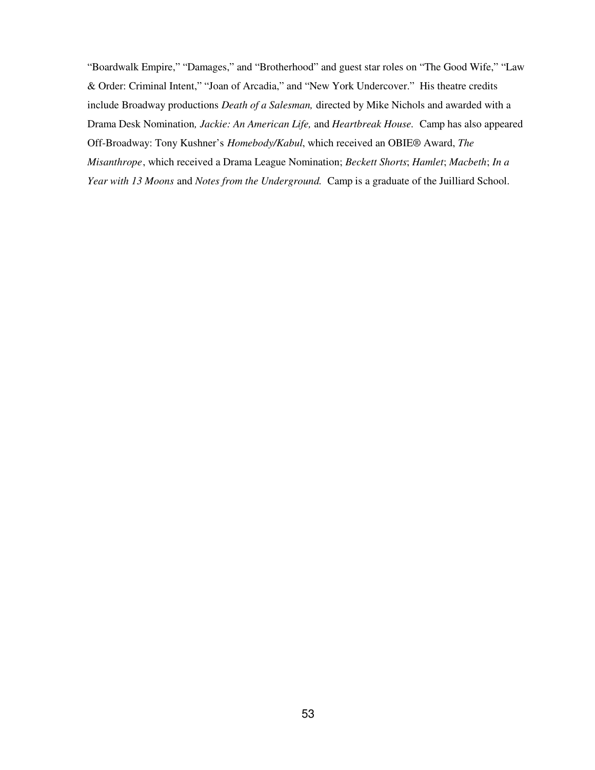"Boardwalk Empire," "Damages," and "Brotherhood" and guest star roles on "The Good Wife," "Law & Order: Criminal Intent," "Joan of Arcadia," and "New York Undercover." His theatre credits include Broadway productions *Death of a Salesman,* directed by Mike Nichols and awarded with a Drama Desk Nomination*, Jackie: An American Life,* and *Heartbreak House*. Camp has also appeared Off-Broadway: Tony Kushner's *Homebody/Kabul*, which received an OBIE® Award, *The Misanthrope*, which received a Drama League Nomination; *Beckett Shorts*; *Hamlet*; *Macbeth*; *In a Year with 13 Moons* and *Notes from the Underground.* Camp is a graduate of the Juilliard School.